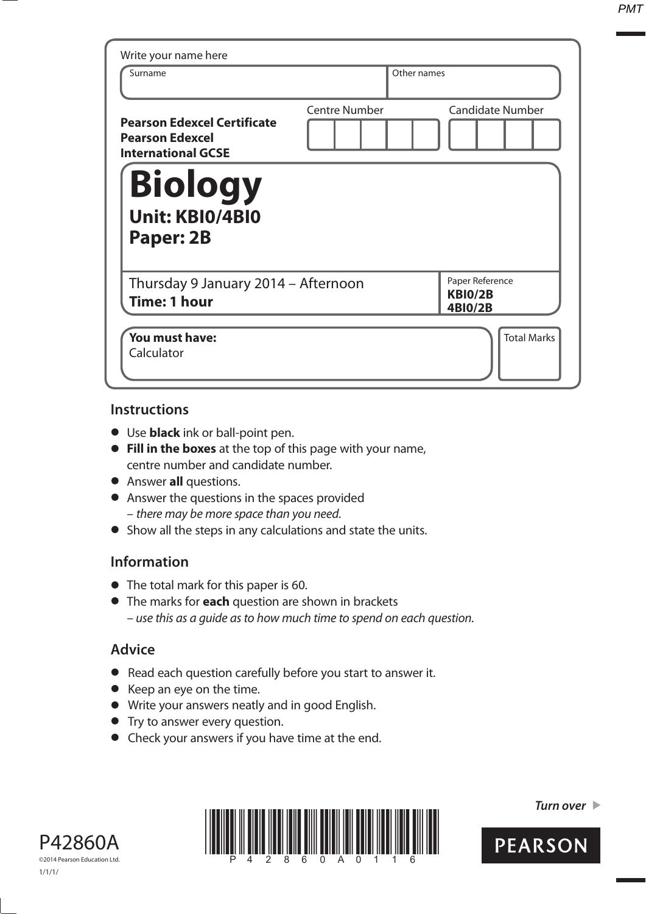Write your name here

| Surname | Other names |
|---|---|
| | |

**Pearson Edexcel Certificate**
**Pearson Edexcel**
**International GCSE**

| Centre Number | Candidate Number |
|---|---|
| | |

# Biology

## Unit: KBI0/4BI0
## Paper: 2B

Thursday 9 January 2014 – Afternoon
**Time: 1 hour**

Paper Reference
**KBI0/2B**
**4BI0/2B**

**You must have:**
Calculator

Total Marks

## Instructions

- Use **black** ink or ball-point pen.
- **Fill in the boxes** at the top of this page with your name, centre number and candidate number.
- Answer **all** questions.
- Answer the questions in the spaces provided – *there may be more space than you need.*
- Show all the steps in any calculations and state the units.

## Information

- The total mark for this paper is 60.
- The marks for **each** question are shown in brackets – *use this as a guide as to how much time to spend on each question.*

## Advice

- Read each question carefully before you start to answer it.
- Keep an eye on the time.
- Write your answers neatly and in good English.
- Try to answer every question.
- Check your answers if you have time at the end.

P42860A
©2014 Pearson Education Ltd.
1/1/1/

*Turn over* ▶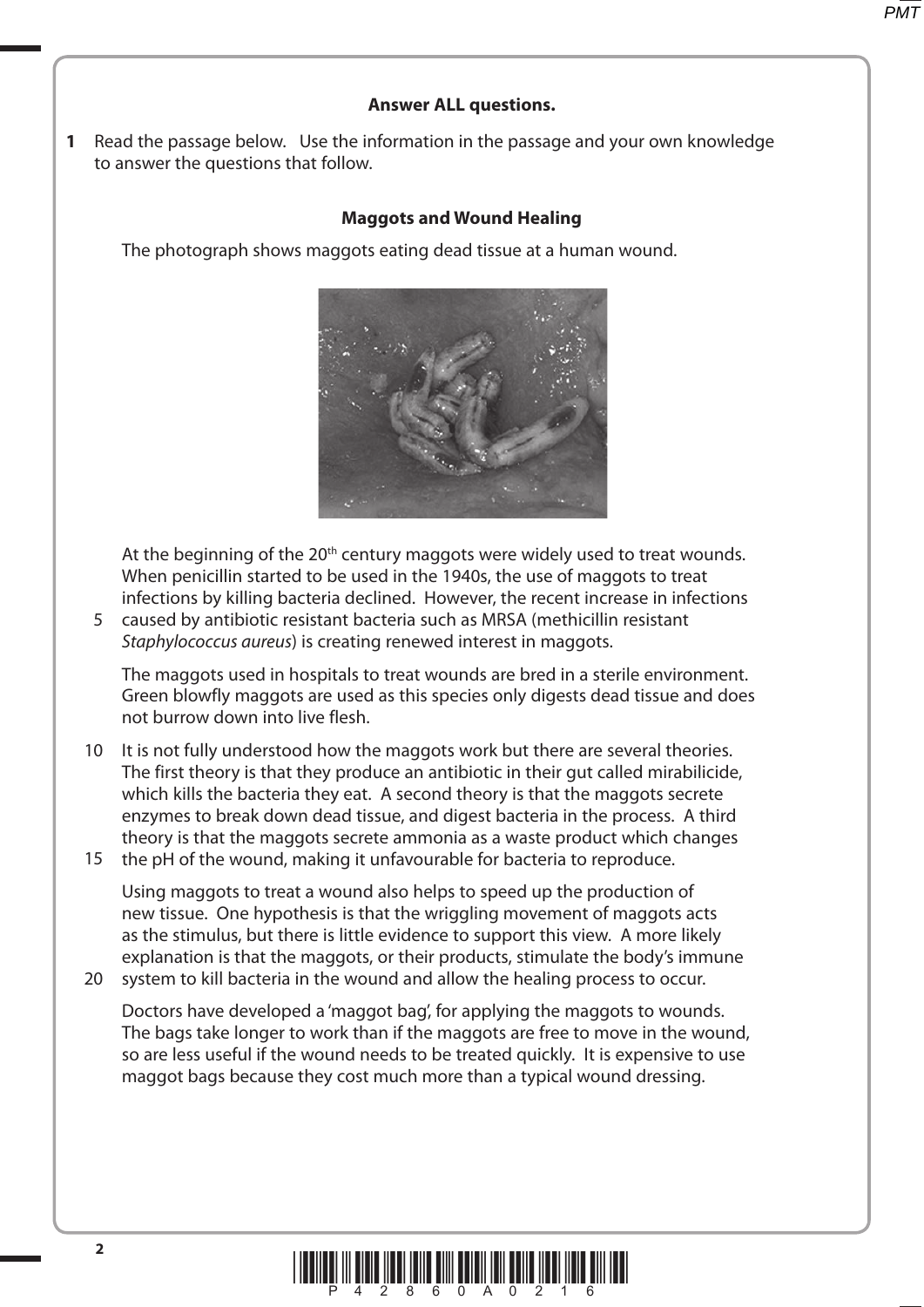**Answer ALL questions.**

**1** Read the passage below. Use the information in the passage and your own knowledge to answer the questions that follow.

**Maggots and Wound Healing**

The photograph shows maggots eating dead tissue at a human wound.

At the beginning of the 20th century maggots were widely used to treat wounds. When penicillin started to be used in the 1940s, the use of maggots to treat infections by killing bacteria declined. However, the recent increase in infections caused by antibiotic resistant bacteria such as MRSA (methicillin resistant *Staphylococcus aureus*) is creating renewed interest in maggots.

The maggots used in hospitals to treat wounds are bred in a sterile environment. Green blowfly maggots are used as this species only digests dead tissue and does not burrow down into live flesh.

It is not fully understood how the maggots work but there are several theories. The first theory is that they produce an antibiotic in their gut called mirabilicide, which kills the bacteria they eat. A second theory is that the maggots secrete enzymes to break down dead tissue, and digest bacteria in the process. A third theory is that the maggots secrete ammonia as a waste product which changes the pH of the wound, making it unfavourable for bacteria to reproduce.

Using maggots to treat a wound also helps to speed up the production of new tissue. One hypothesis is that the wriggling movement of maggots acts as the stimulus, but there is little evidence to support this view. A more likely explanation is that the maggots, or their products, stimulate the body's immune system to kill bacteria in the wound and allow the healing process to occur.

Doctors have developed a 'maggot bag', for applying the maggots to wounds. The bags take longer to work than if the maggots are free to move in the wound, so are less useful if the wound needs to be treated quickly. It is expensive to use maggot bags because they cost much more than a typical wound dressing.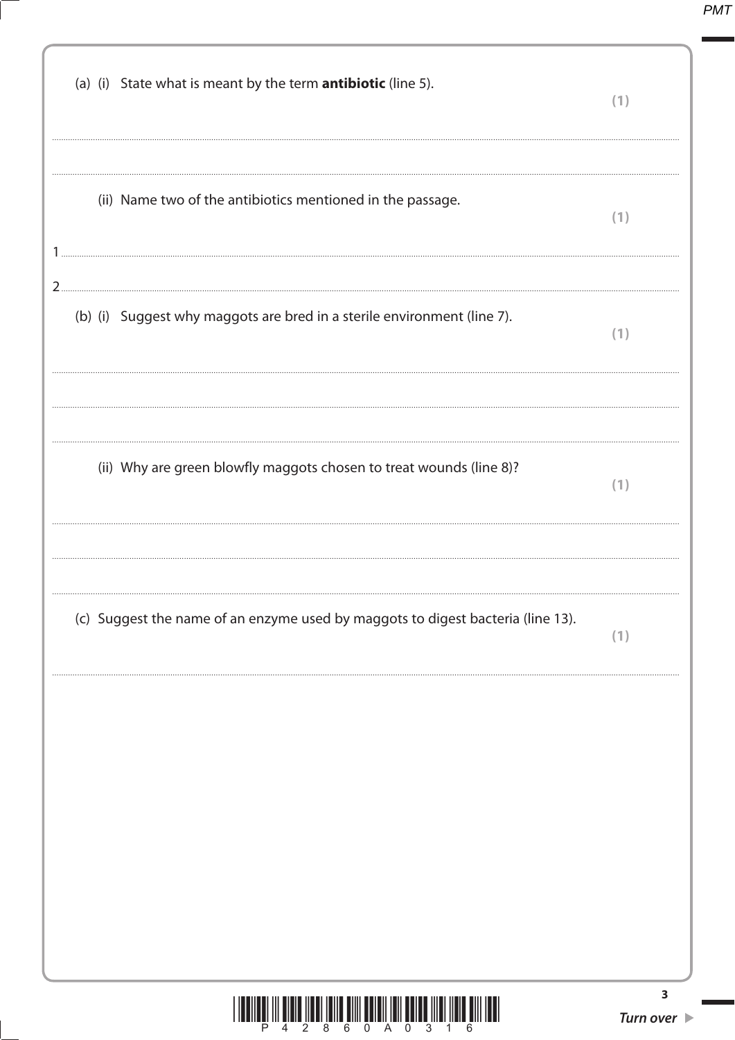(a) (i) State what is meant by the term **antibiotic** (line 5).

**(1)**

....................................................................................................................................................

....................................................................................................................................................

(ii) Name two of the antibiotics mentioned in the passage.

**(1)**

1 ....................................................................................................................................................

2 ....................................................................................................................................................

(b) (i) Suggest why maggots are bred in a sterile environment (line 7).

**(1)**

....................................................................................................................................................

....................................................................................................................................................

....................................................................................................................................................

(ii) Why are green blowfly maggots chosen to treat wounds (line 8)?

**(1)**

....................................................................................................................................................

....................................................................................................................................................

....................................................................................................................................................

(c) Suggest the name of an enzyme used by maggots to digest bacteria (line 13).

**(1)**

....................................................................................................................................................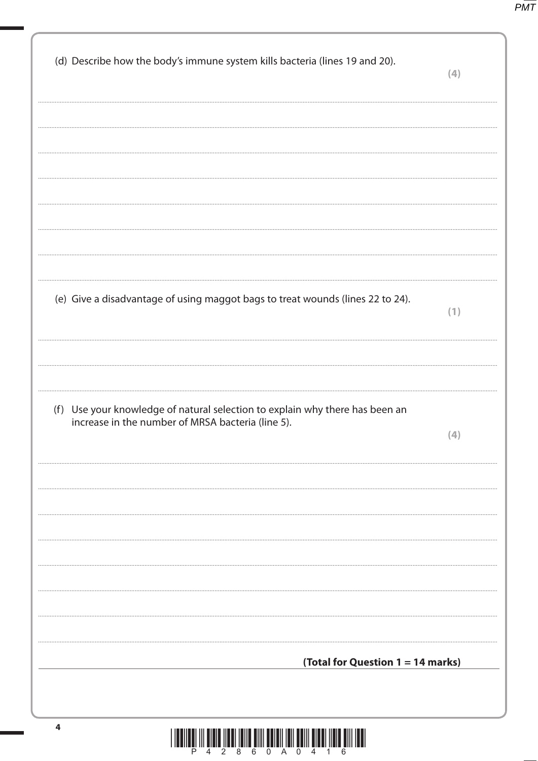(d) Describe how the body's immune system kills bacteria (lines 19 and 20). **(4)**

.......................................................................................................................................................................................................

.......................................................................................................................................................................................................

.......................................................................................................................................................................................................

.......................................................................................................................................................................................................

.......................................................................................................................................................................................................

.......................................................................................................................................................................................................

.......................................................................................................................................................................................................

(e) Give a disadvantage of using maggot bags to treat wounds (lines 22 to 24). **(1)**

.......................................................................................................................................................................................................

.......................................................................................................................................................................................................

.......................................................................................................................................................................................................

(f) Use your knowledge of natural selection to explain why there has been an increase in the number of MRSA bacteria (line 5). **(4)**

.......................................................................................................................................................................................................

.......................................................................................................................................................................................................

.......................................................................................................................................................................................................

.......................................................................................................................................................................................................

.......................................................................................................................................................................................................

.......................................................................................................................................................................................................

.......................................................................................................................................................................................................

**(Total for Question 1 = 14 marks)**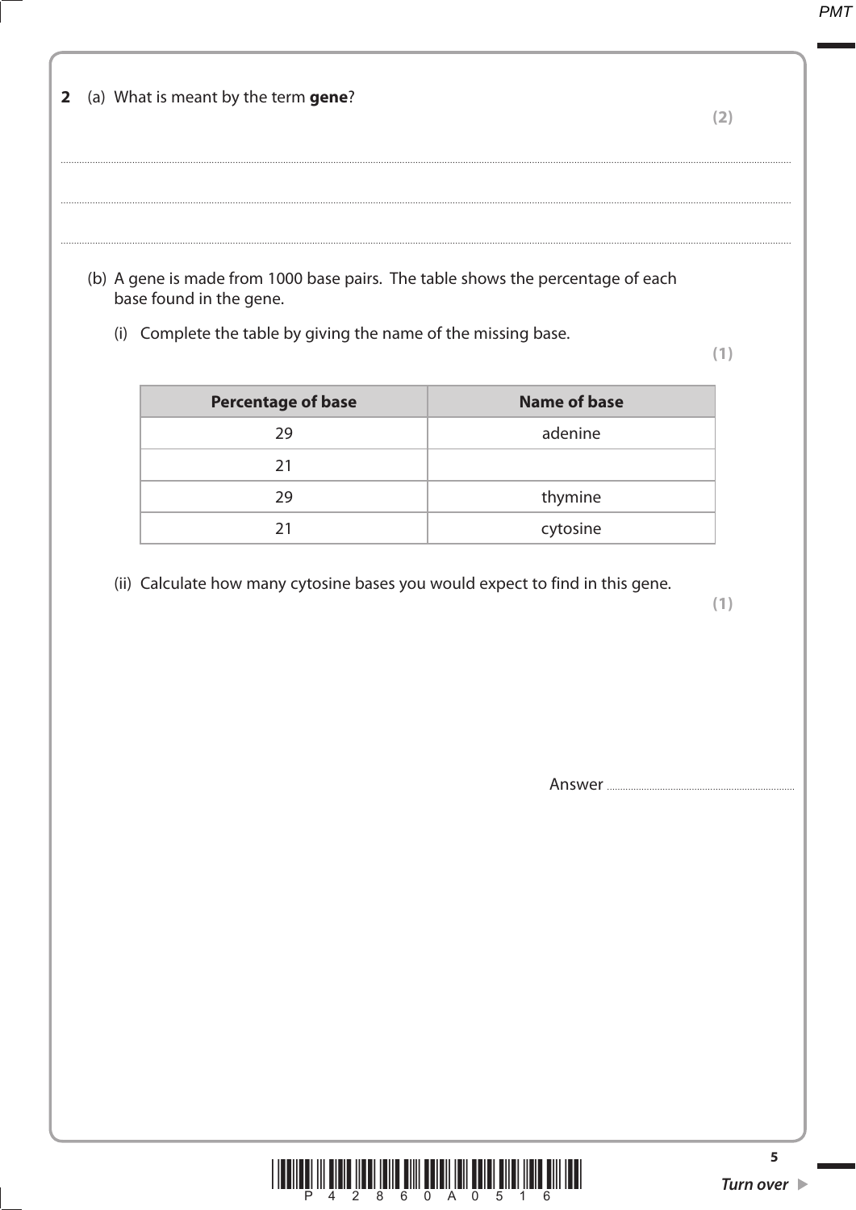**2** (a) What is meant by the term **gene**?

**(2)**

........................................................................................................................................................................................................

........................................................................................................................................................................................................

........................................................................................................................................................................................................

(b) A gene is made from 1000 base pairs. The table shows the percentage of each base found in the gene.

(i) Complete the table by giving the name of the missing base.

**(1)**

| Percentage of base | Name of base |
|---|---|
| 29 | adenine |
| 21 | |
| 29 | thymine |
| 21 | cytosine |

(ii) Calculate how many cytosine bases you would expect to find in this gene.

**(1)**

Answer ......................................................................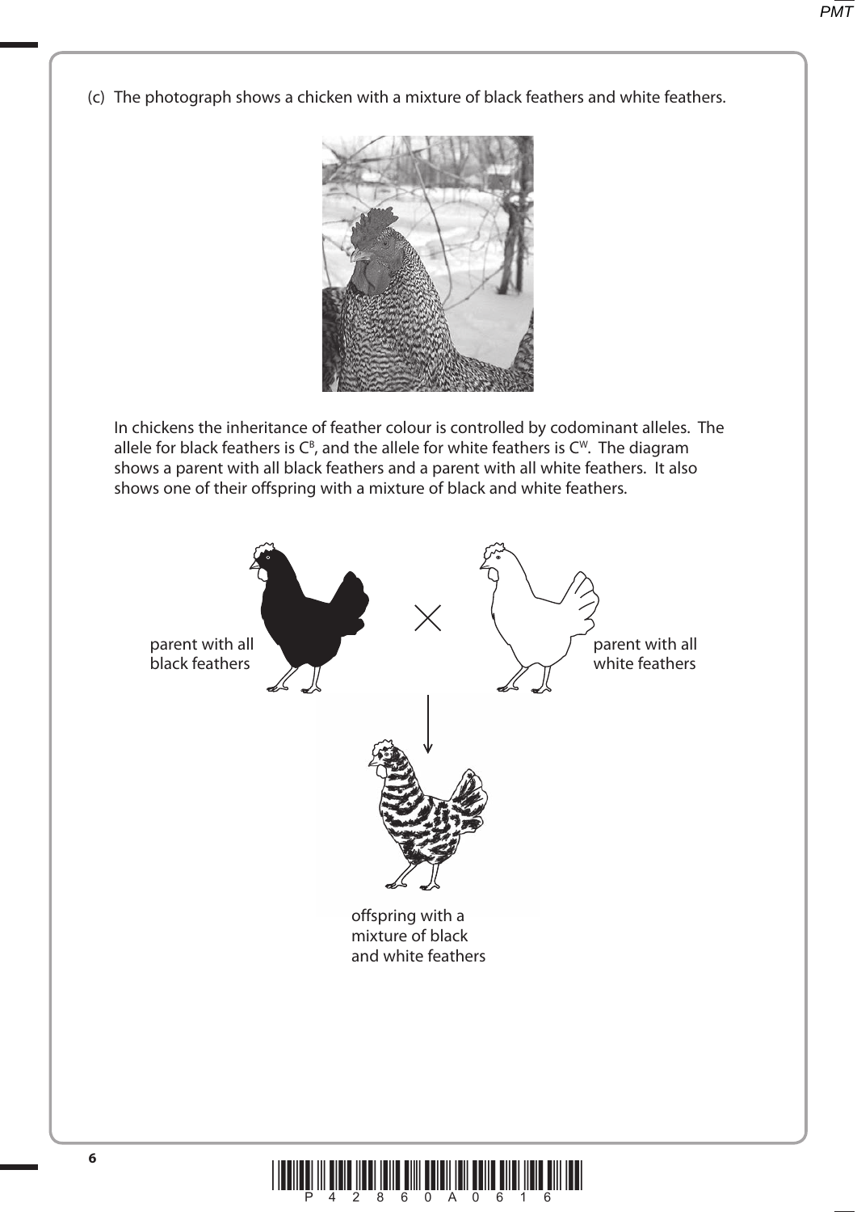(c) The photograph shows a chicken with a mixture of black feathers and white feathers.

In chickens the inheritance of feather colour is controlled by codominant alleles. The allele for black feathers is $C^B$, and the allele for white feathers is $C^W$. The diagram shows a parent with all black feathers and a parent with all white feathers. It also shows one of their offspring with a mixture of black and white feathers.

parent with all black feathers

parent with all white feathers

offspring with a mixture of black and white feathers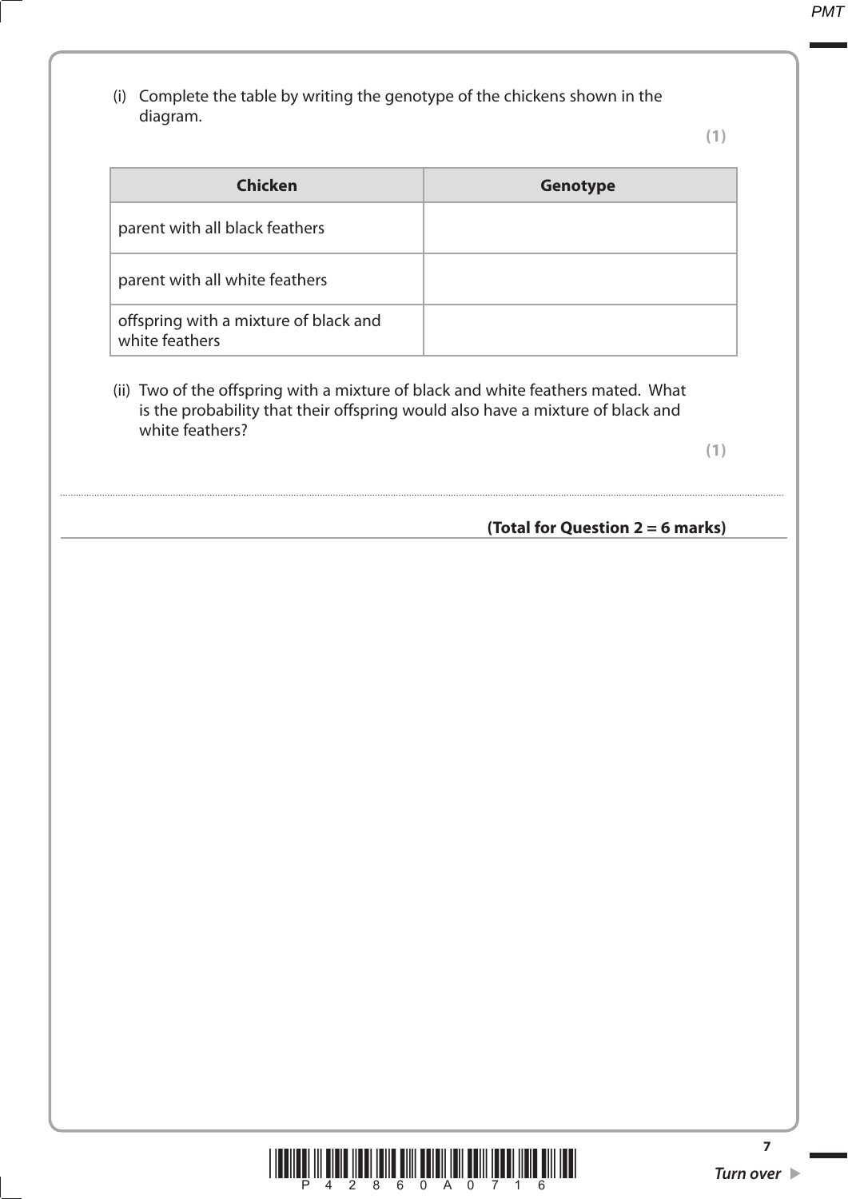(i) Complete the table by writing the genotype of the chickens shown in the diagram.

**(1)**

| Chicken | Genotype |
|---|---|
| parent with all black feathers | |
| parent with all white feathers | |
| offspring with a mixture of black and white feathers | |

(ii) Two of the offspring with a mixture of black and white feathers mated. What is the probability that their offspring would also have a mixture of black and white feathers?

**(1)**

........................................................................................................................................................................................................

**(Total for Question 2 = 6 marks)**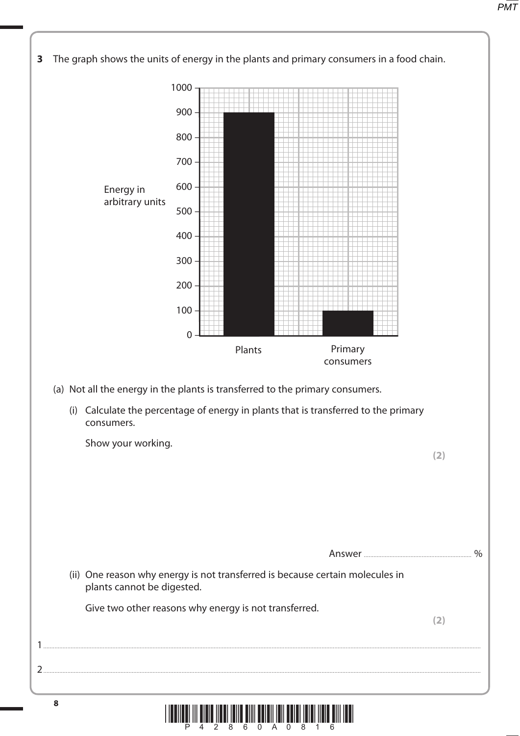**3** The graph shows the units of energy in the plants and primary consumers in a food chain.

| | Energy in arbitrary units |
|---|---|
| Plants | 900 |
| Primary consumers | 100 |

(a) Not all the energy in the plants is transferred to the primary consumers.

(i) Calculate the percentage of energy in plants that is transferred to the primary consumers.

Show your working.

**(2)**

Answer .................................................... %

(ii) One reason why energy is not transferred is because certain molecules in plants cannot be digested.

Give two other reasons why energy is not transferred.

**(2)**

1 ..........................................................................................................................................................

2 ..........................................................................................................................................................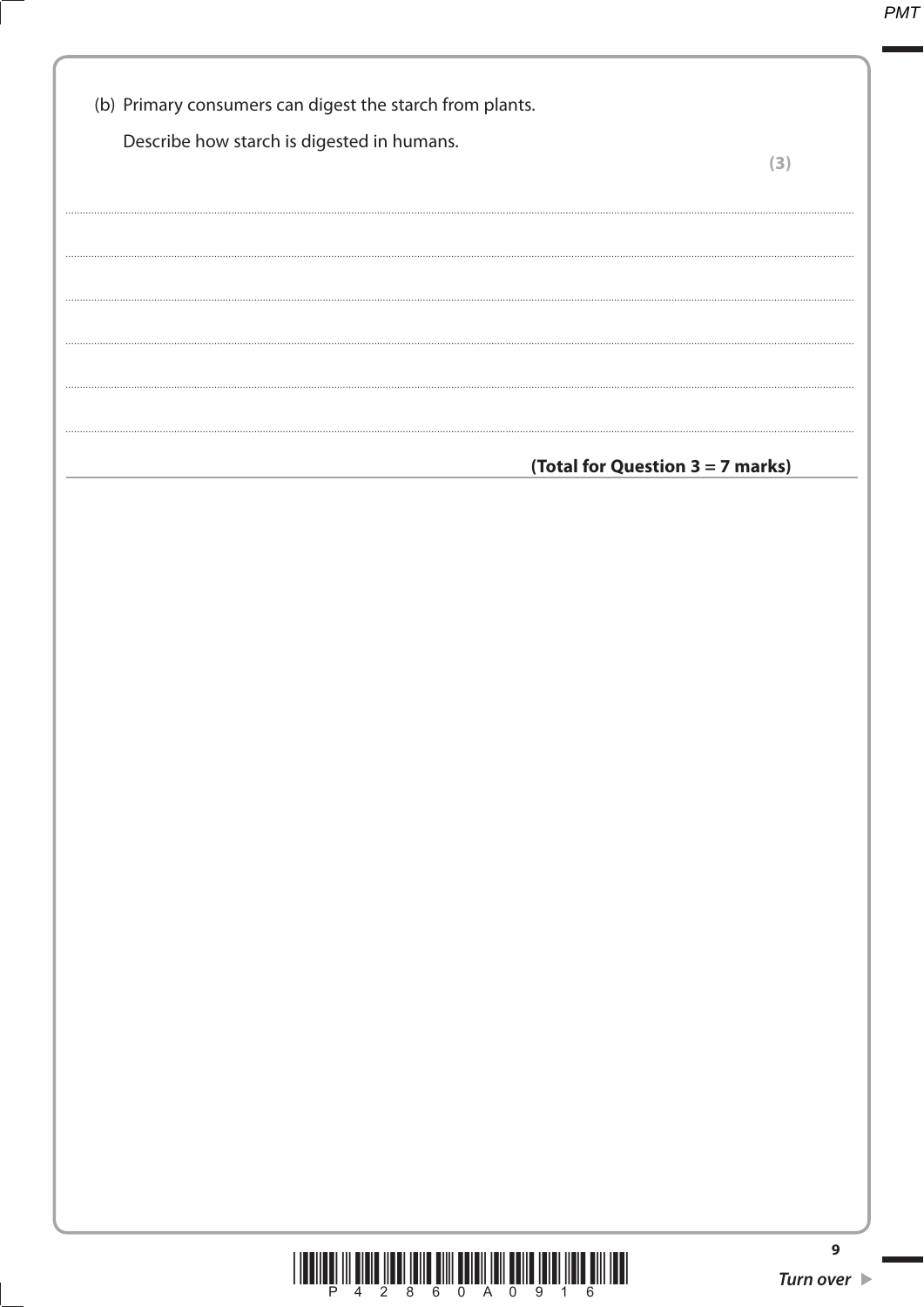(b) Primary consumers can digest the starch from plants.

Describe how starch is digested in humans.

**(3)**

..................................................................................................................................................................................................................

..................................................................................................................................................................................................................

..................................................................................................................................................................................................................

..................................................................................................................................................................................................................

..................................................................................................................................................................................................................

..................................................................................................................................................................................................................

**(Total for Question 3 = 7 marks)**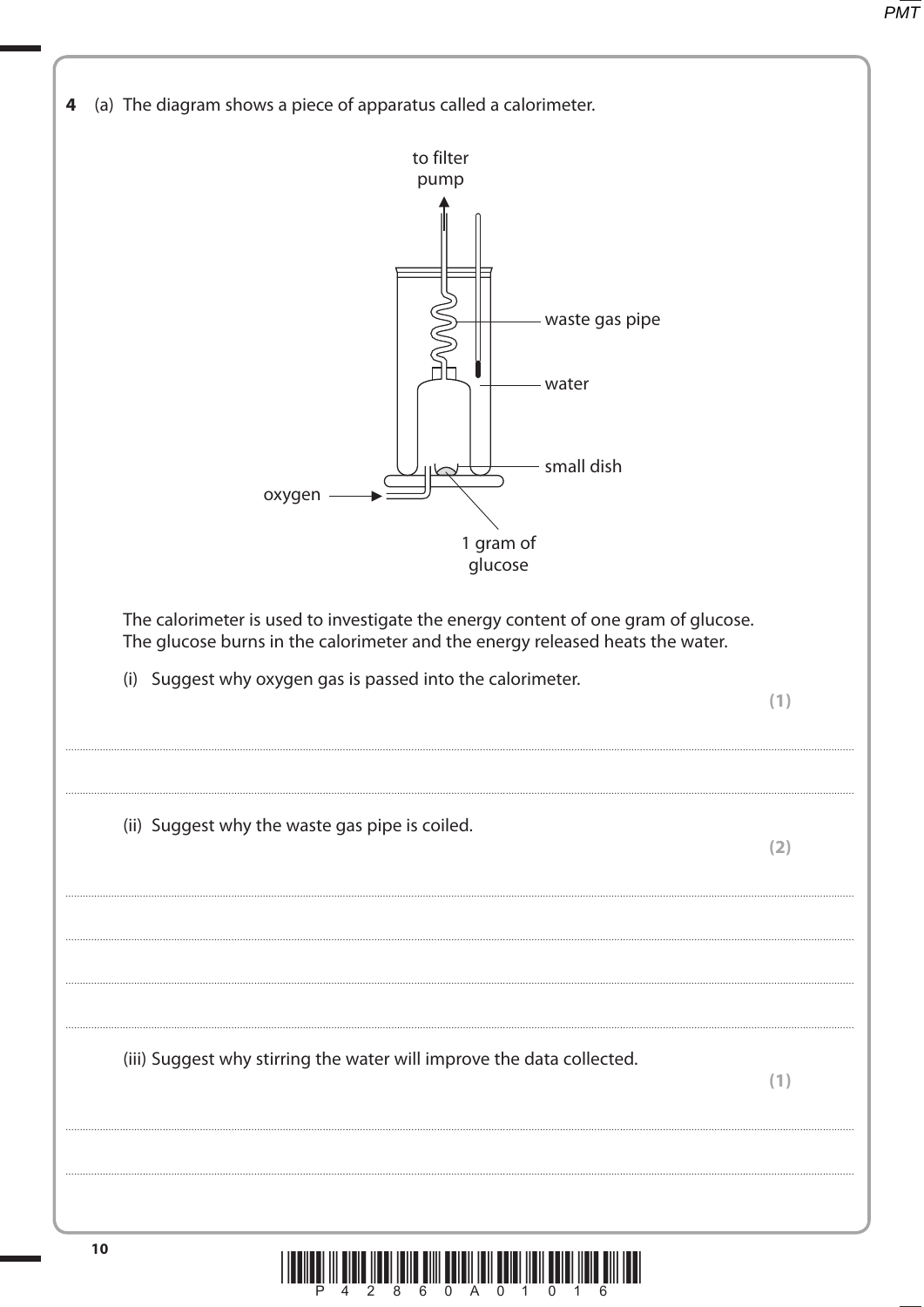**4** (a) The diagram shows a piece of apparatus called a calorimeter.

to filter pump

waste gas pipe

water

small dish

oxygen

1 gram of glucose

The calorimeter is used to investigate the energy content of one gram of glucose. The glucose burns in the calorimeter and the energy released heats the water.

(i) Suggest why oxygen gas is passed into the calorimeter. **(1)**

..........................................................................................................................................

..........................................................................................................................................

(ii) Suggest why the waste gas pipe is coiled. **(2)**

..........................................................................................................................................

..........................................................................................................................................

..........................................................................................................................................

..........................................................................................................................................

(iii) Suggest why stirring the water will improve the data collected. **(1)**

..........................................................................................................................................

..........................................................................................................................................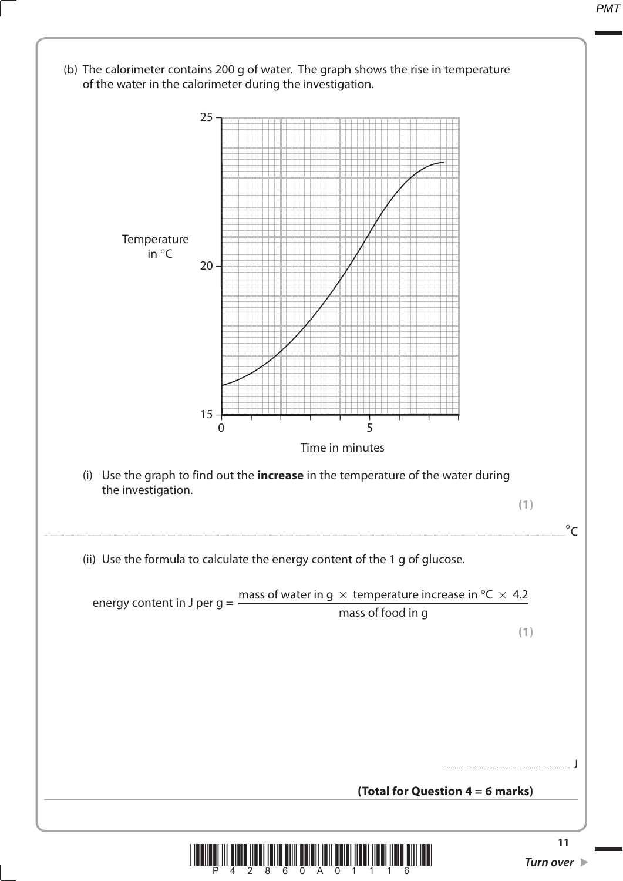(b) The calorimeter contains 200 g of water. The graph shows the rise in temperature of the water in the calorimeter during the investigation.

(i) Use the graph to find out the **increase** in the temperature of the water during the investigation.

**(1)**

.................................................................................................... °C

(ii) Use the formula to calculate the energy content of the 1 g of glucose.

$$\text{energy content in J per g} = \frac{\text{mass of water in g} \times \text{temperature increase in °C} \times 4.2}{\text{mass of food in g}}$$

**(1)**

.................................................................... J

**(Total for Question 4 = 6 marks)**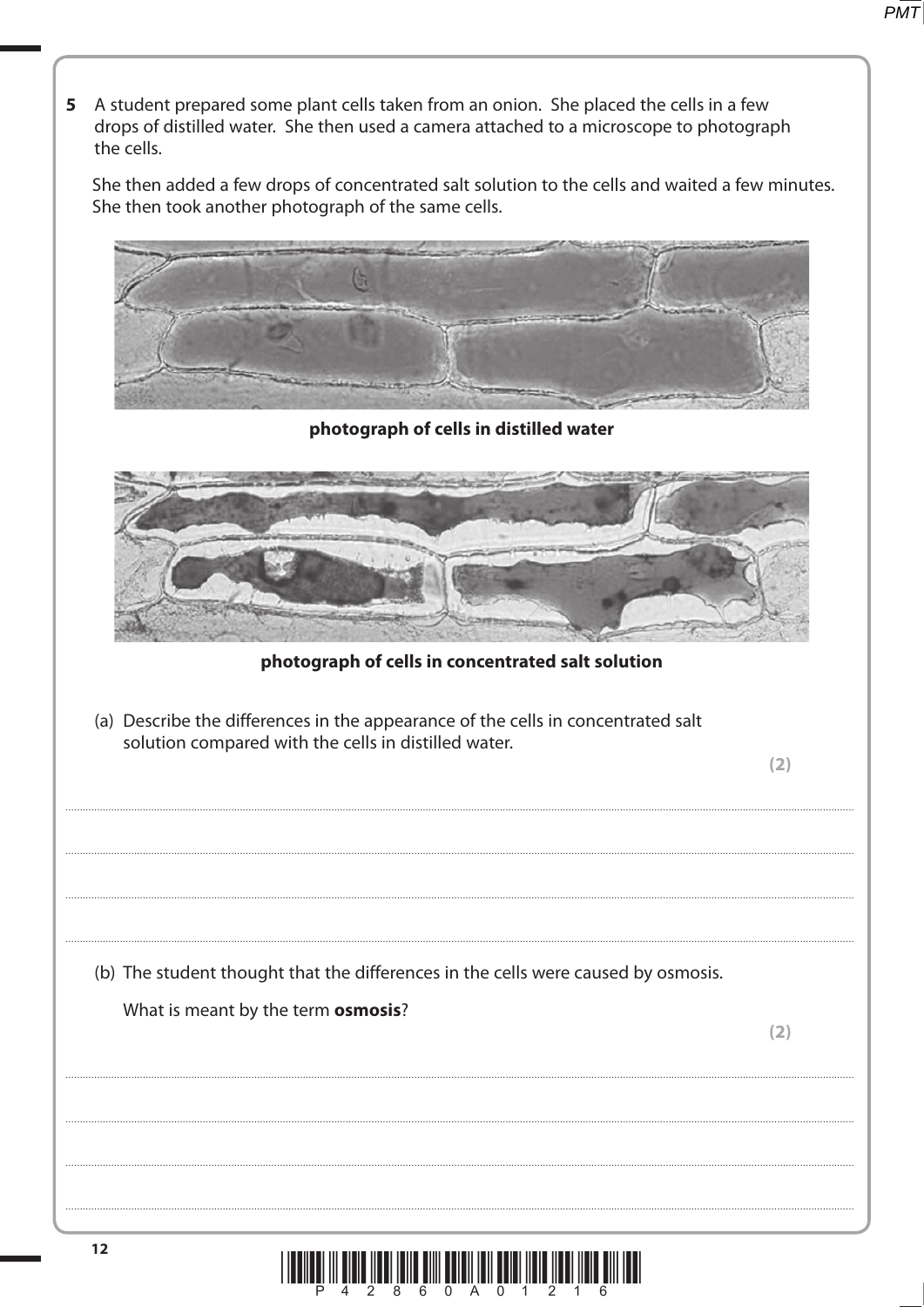**5** A student prepared some plant cells taken from an onion. She placed the cells in a few drops of distilled water. She then used a camera attached to a microscope to photograph the cells.

She then added a few drops of concentrated salt solution to the cells and waited a few minutes. She then took another photograph of the same cells.

**photograph of cells in distilled water**

**photograph of cells in concentrated salt solution**

(a) Describe the differences in the appearance of the cells in concentrated salt solution compared with the cells in distilled water.

**(2)**

..............................................................................................................................................

..............................................................................................................................................

..............................................................................................................................................

(b) The student thought that the differences in the cells were caused by osmosis.

What is meant by the term **osmosis**?

**(2)**

..............................................................................................................................................

..............................................................................................................................................

..............................................................................................................................................

..............................................................................................................................................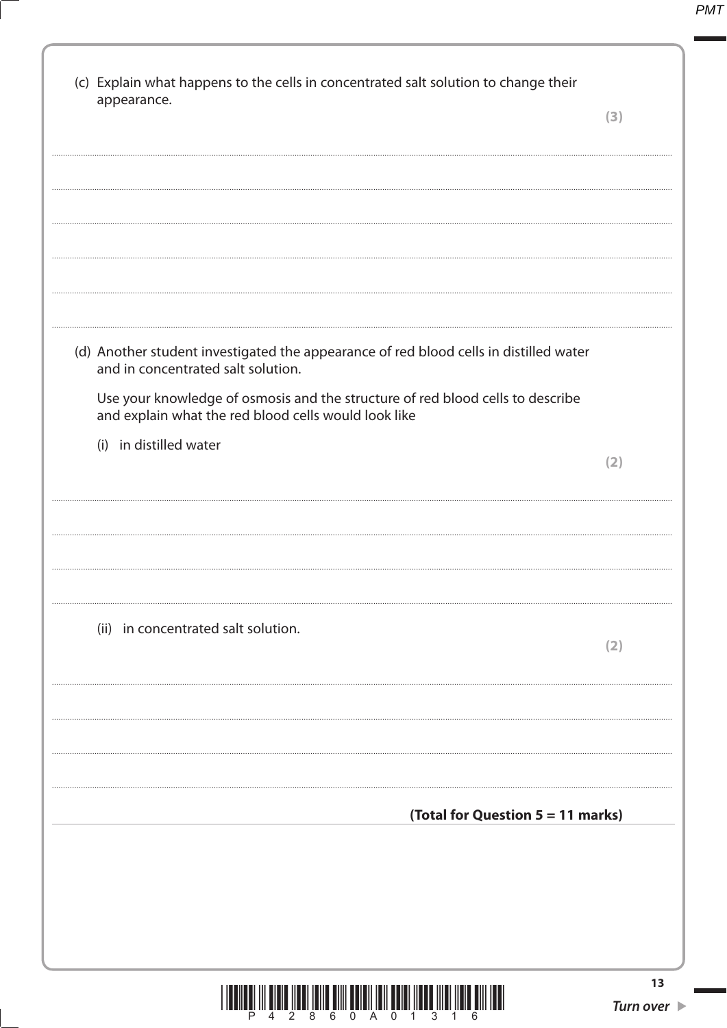(c) Explain what happens to the cells in concentrated salt solution to change their appearance.

**(3)**

.......................................................................................................................................................................................................

.......................................................................................................................................................................................................

.......................................................................................................................................................................................................

.......................................................................................................................................................................................................

.......................................................................................................................................................................................................

(d) Another student investigated the appearance of red blood cells in distilled water and in concentrated salt solution.

Use your knowledge of osmosis and the structure of red blood cells to describe and explain what the red blood cells would look like

(i) in distilled water

**(2)**

.......................................................................................................................................................................................................

.......................................................................................................................................................................................................

.......................................................................................................................................................................................................

.......................................................................................................................................................................................................

(ii) in concentrated salt solution.

**(2)**

.......................................................................................................................................................................................................

.......................................................................................................................................................................................................

.......................................................................................................................................................................................................

.......................................................................................................................................................................................................

**(Total for Question 5 = 11 marks)**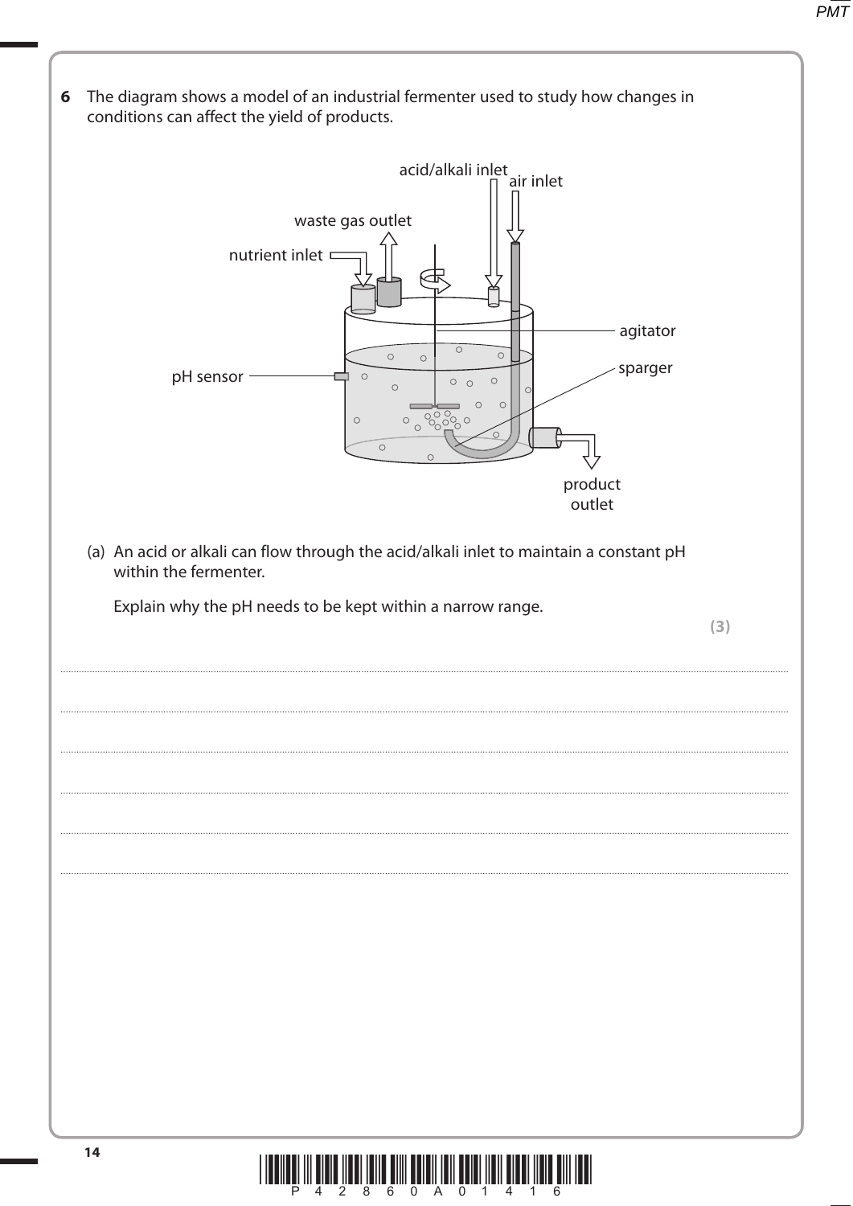**6** The diagram shows a model of an industrial fermenter used to study how changes in conditions can affect the yield of products.

acid/alkali inlet
air inlet
waste gas outlet
nutrient inlet
agitator
sparger
pH sensor
product outlet

(a) An acid or alkali can flow through the acid/alkali inlet to maintain a constant pH within the fermenter.

Explain why the pH needs to be kept within a narrow range.

**(3)**

....................................................................................................................................................................................

....................................................................................................................................................................................

....................................................................................................................................................................................

....................................................................................................................................................................................

....................................................................................................................................................................................

....................................................................................................................................................................................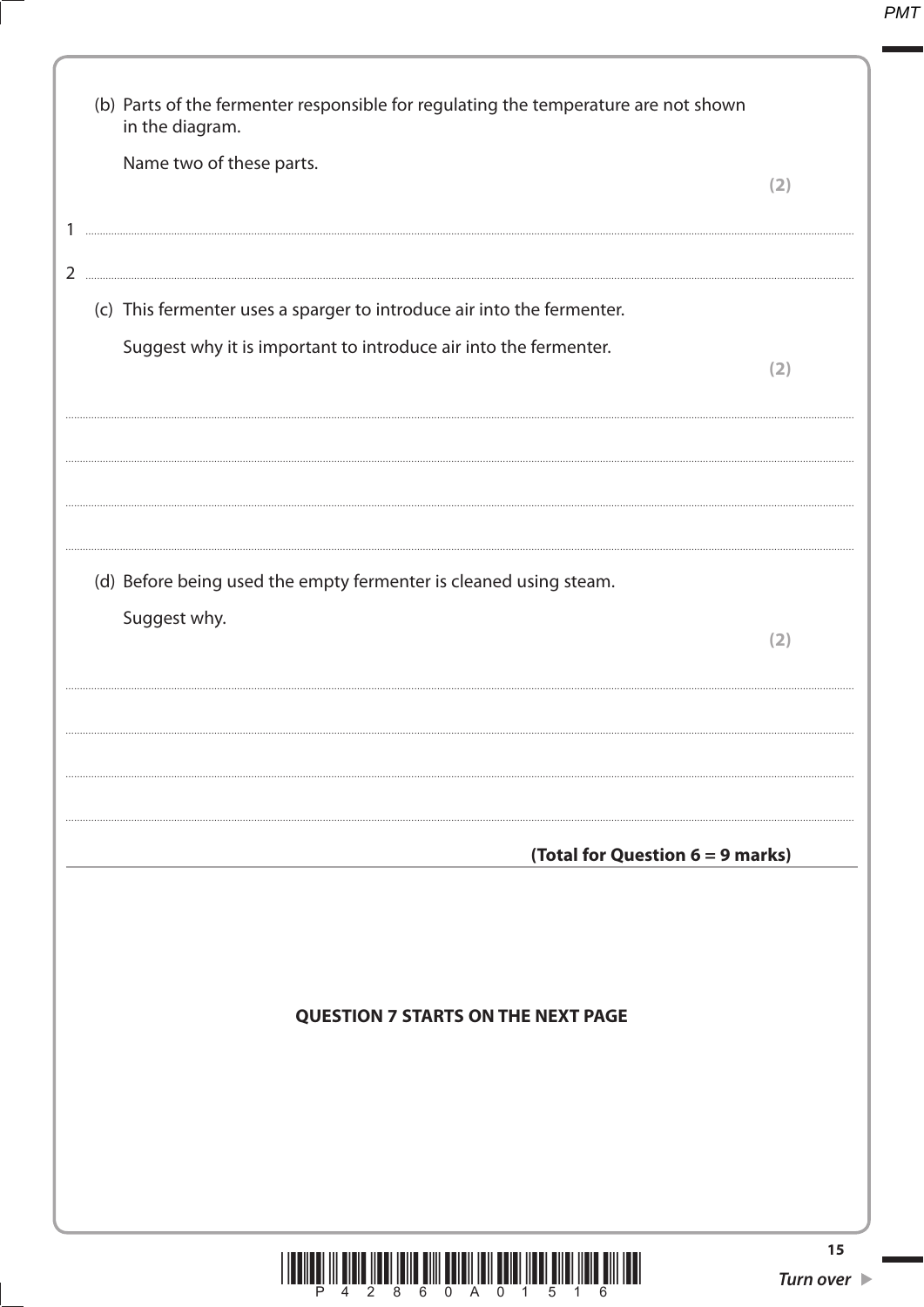(b) Parts of the fermenter responsible for regulating the temperature are not shown in the diagram.

Name two of these parts.

**(2)**

1 ..............................................................................................................................................

2 ..............................................................................................................................................

(c) This fermenter uses a sparger to introduce air into the fermenter.

Suggest why it is important to introduce air into the fermenter.

**(2)**

..............................................................................................................................................

..............................................................................................................................................

..............................................................................................................................................

..............................................................................................................................................

(d) Before being used the empty fermenter is cleaned using steam.

Suggest why.

**(2)**

..............................................................................................................................................

..............................................................................................................................................

..............................................................................................................................................

..............................................................................................................................................

**(Total for Question 6 = 9 marks)**

**QUESTION 7 STARTS ON THE NEXT PAGE**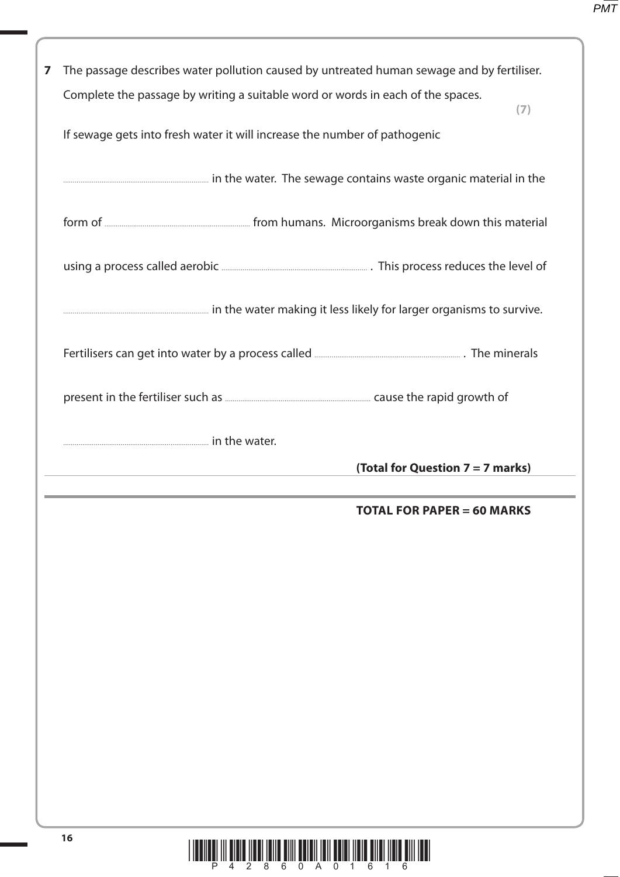**7** The passage describes water pollution caused by untreated human sewage and by fertiliser.

Complete the passage by writing a suitable word or words in each of the spaces.

**(7)**

If sewage gets into fresh water it will increase the number of pathogenic

.......................................................... in the water. The sewage contains waste organic material in the

form of .......................................................... from humans. Microorganisms break down this material

using a process called aerobic .......................................................... . This process reduces the level of

.......................................................... in the water making it less likely for larger organisms to survive.

Fertilisers can get into water by a process called .......................................................... . The minerals

present in the fertiliser such as .......................................................... cause the rapid growth of

.......................................................... in the water.

**(Total for Question 7 = 7 marks)**

**TOTAL FOR PAPER = 60 MARKS**